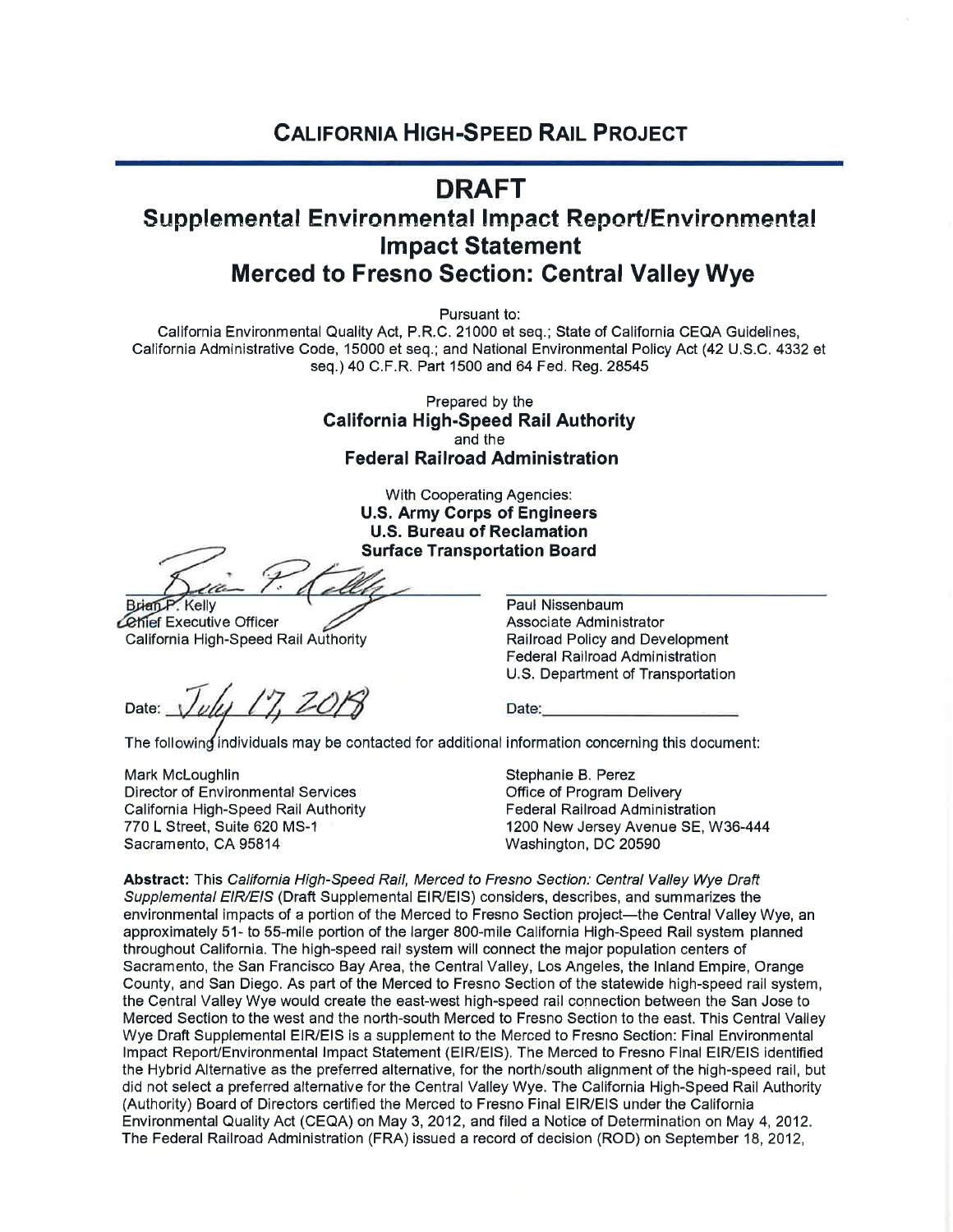# CALIFORNIA HIGH-SPEED RAIL PROJECT

# DRAFT

## Supplemental Environmental Impact Report/Environmental Impact Statement

## Merced to Fresno Section: Central Valley Wye

Pursuant to:

California Environmental Quality Act, P.R.C. 21000 et seq.; State of California CEQA Guidelines, California Administrative Code, 15000 et seq.; and National Environmental Policy Act (42 U.S.C. 4332 et seq.) 40 C.F.R. Part 1500 and 64 Fed. Reg. 28545

Prepared by the

**California High-Speed Rail Authority**

and the

**Federal Railroad Administration**

With Cooperating Agencies:

**U.S. Army Corps of Engineers**

**U.S. Bureau of Reclamation**

**Surface Transportation Board**

Brian P. Kelly
Chief Executive Officer
California High-Speed Rail Authority

Date: July 17, 2018

Paul Nissenbaum
Associate Administrator
Railroad Policy and Development
Federal Railroad Administration
U.S. Department of Transportation

Date: \_\_\_\_\_\_\_\_\_\_\_\_\_\_\_\_

The following individuals may be contacted for additional information concerning this document:

Mark McLoughlin
Director of Environmental Services
California High-Speed Rail Authority
770 L Street, Suite 620 MS-1
Sacramento, CA 95814

Stephanie B. Perez
Office of Program Delivery
Federal Railroad Administration
1200 New Jersey Avenue SE, W36-444
Washington, DC 20590

**Abstract:** This *California High-Speed Rail, Merced to Fresno Section: Central Valley Wye Draft Supplemental EIR/EIS* (Draft Supplemental EIR/EIS) considers, describes, and summarizes the environmental impacts of a portion of the Merced to Fresno Section project—the Central Valley Wye, an approximately 51- to 55-mile portion of the larger 800-mile California High-Speed Rail system planned throughout California. The high-speed rail system will connect the major population centers of Sacramento, the San Francisco Bay Area, the Central Valley, Los Angeles, the Inland Empire, Orange County, and San Diego. As part of the Merced to Fresno Section of the statewide high-speed rail system, the Central Valley Wye would create the east-west high-speed rail connection between the San Jose to Merced Section to the west and the north-south Merced to Fresno Section to the east. This Central Valley Wye Draft Supplemental EIR/EIS is a supplement to the Merced to Fresno Section: Final Environmental Impact Report/Environmental Impact Statement (EIR/EIS). The Merced to Fresno Final EIR/EIS identified the Hybrid Alternative as the preferred alternative, for the north/south alignment of the high-speed rail, but did not select a preferred alternative for the Central Valley Wye. The California High-Speed Rail Authority (Authority) Board of Directors certified the Merced to Fresno Final EIR/EIS under the California Environmental Quality Act (CEQA) on May 3, 2012, and filed a Notice of Determination on May 4, 2012. The Federal Railroad Administration (FRA) issued a record of decision (ROD) on September 18, 2012,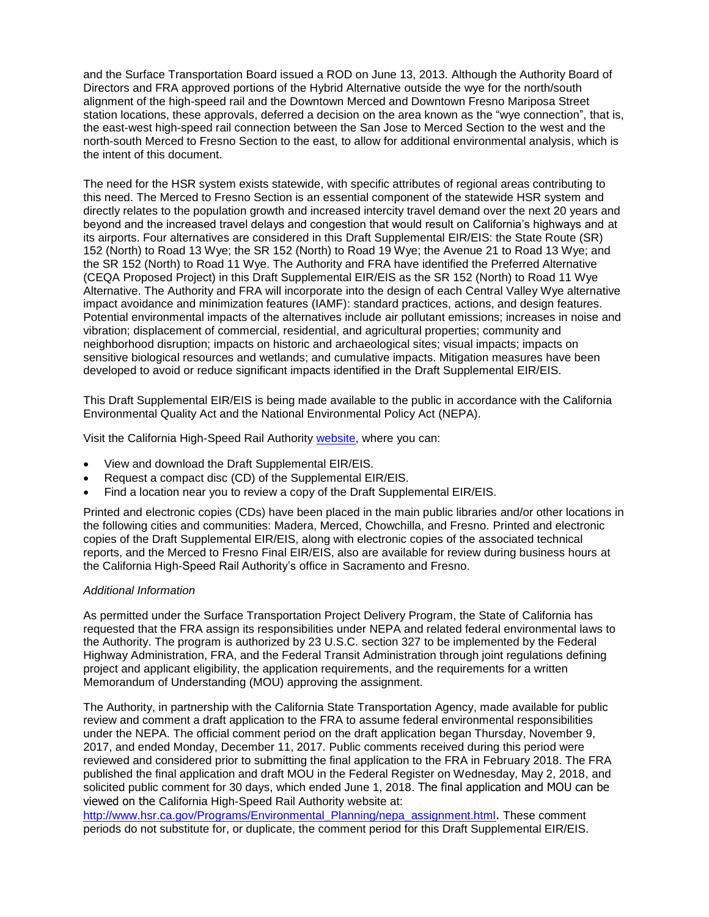and the Surface Transportation Board issued a ROD on June 13, 2013. Although the Authority Board of Directors and FRA approved portions of the Hybrid Alternative outside the wye for the north/south alignment of the high-speed rail and the Downtown Merced and Downtown Fresno Mariposa Street station locations, these approvals, deferred a decision on the area known as the "wye connection", that is, the east-west high-speed rail connection between the San Jose to Merced Section to the west and the north-south Merced to Fresno Section to the east, to allow for additional environmental analysis, which is the intent of this document.

The need for the HSR system exists statewide, with specific attributes of regional areas contributing to this need. The Merced to Fresno Section is an essential component of the statewide HSR system and directly relates to the population growth and increased intercity travel demand over the next 20 years and beyond and the increased travel delays and congestion that would result on California's highways and at its airports. Four alternatives are considered in this Draft Supplemental EIR/EIS: the State Route (SR) 152 (North) to Road 13 Wye; the SR 152 (North) to Road 19 Wye; the Avenue 21 to Road 13 Wye; and the SR 152 (North) to Road 11 Wye. The Authority and FRA have identified the Preferred Alternative (CEQA Proposed Project) in this Draft Supplemental EIR/EIS as the SR 152 (North) to Road 11 Wye Alternative. The Authority and FRA will incorporate into the design of each Central Valley Wye alternative impact avoidance and minimization features (IAMF): standard practices, actions, and design features. Potential environmental impacts of the alternatives include air pollutant emissions; increases in noise and vibration; displacement of commercial, residential, and agricultural properties; community and neighborhood disruption; impacts on historic and archaeological sites; visual impacts; impacts on sensitive biological resources and wetlands; and cumulative impacts. Mitigation measures have been developed to avoid or reduce significant impacts identified in the Draft Supplemental EIR/EIS.

This Draft Supplemental EIR/EIS is being made available to the public in accordance with the California Environmental Quality Act and the National Environmental Policy Act (NEPA).

Visit the California High-Speed Rail Authority website, where you can:

- View and download the Draft Supplemental EIR/EIS.
- Request a compact disc (CD) of the Supplemental EIR/EIS.
- Find a location near you to review a copy of the Draft Supplemental EIR/EIS.

Printed and electronic copies (CDs) have been placed in the main public libraries and/or other locations in the following cities and communities: Madera, Merced, Chowchilla, and Fresno. Printed and electronic copies of the Draft Supplemental EIR/EIS, along with electronic copies of the associated technical reports, and the Merced to Fresno Final EIR/EIS, also are available for review during business hours at the California High-Speed Rail Authority's office in Sacramento and Fresno.

*Additional Information*

As permitted under the Surface Transportation Project Delivery Program, the State of California has requested that the FRA assign its responsibilities under NEPA and related federal environmental laws to the Authority. The program is authorized by 23 U.S.C. section 327 to be implemented by the Federal Highway Administration, FRA, and the Federal Transit Administration through joint regulations defining project and applicant eligibility, the application requirements, and the requirements for a written Memorandum of Understanding (MOU) approving the assignment.

The Authority, in partnership with the California State Transportation Agency, made available for public review and comment a draft application to the FRA to assume federal environmental responsibilities under the NEPA. The official comment period on the draft application began Thursday, November 9, 2017, and ended Monday, December 11, 2017. Public comments received during this period were reviewed and considered prior to submitting the final application to the FRA in February 2018. The FRA published the final application and draft MOU in the Federal Register on Wednesday, May 2, 2018, and solicited public comment for 30 days, which ended June 1, 2018. The final application and MOU can be viewed on the California High-Speed Rail Authority website at: http://www.hsr.ca.gov/Programs/Environmental_Planning/nepa_assignment.html. These comment periods do not substitute for, or duplicate, the comment period for this Draft Supplemental EIR/EIS.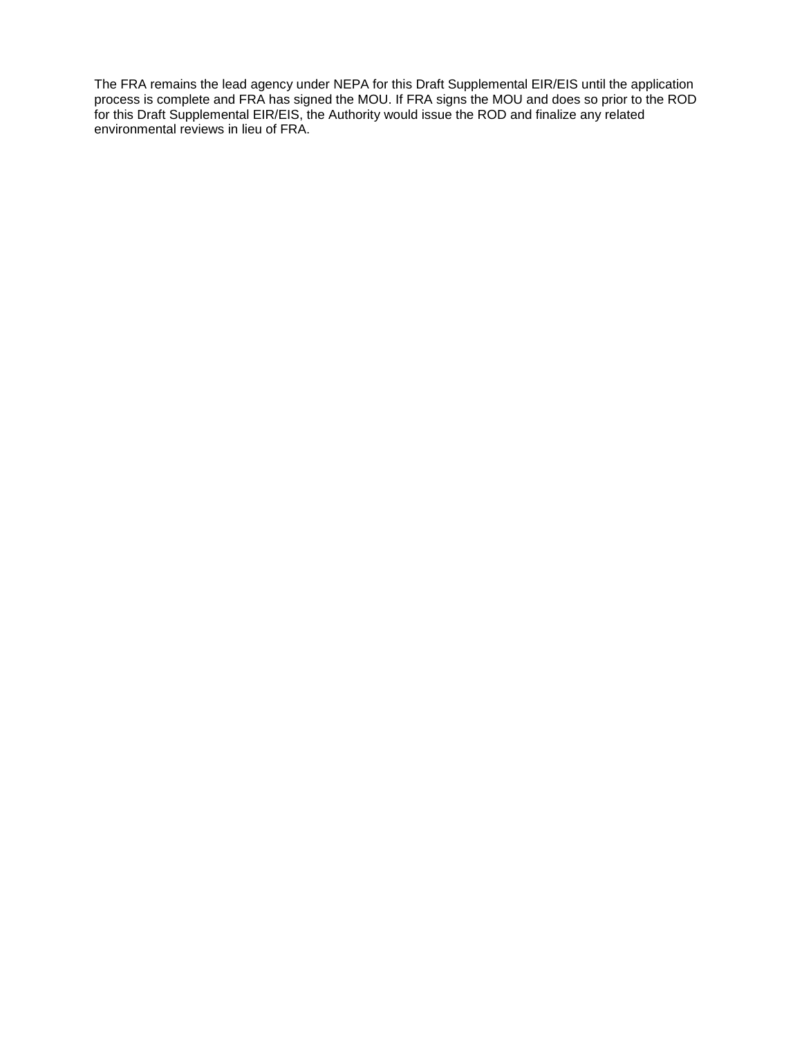The FRA remains the lead agency under NEPA for this Draft Supplemental EIR/EIS until the application process is complete and FRA has signed the MOU. If FRA signs the MOU and does so prior to the ROD for this Draft Supplemental EIR/EIS, the Authority would issue the ROD and finalize any related environmental reviews in lieu of FRA.